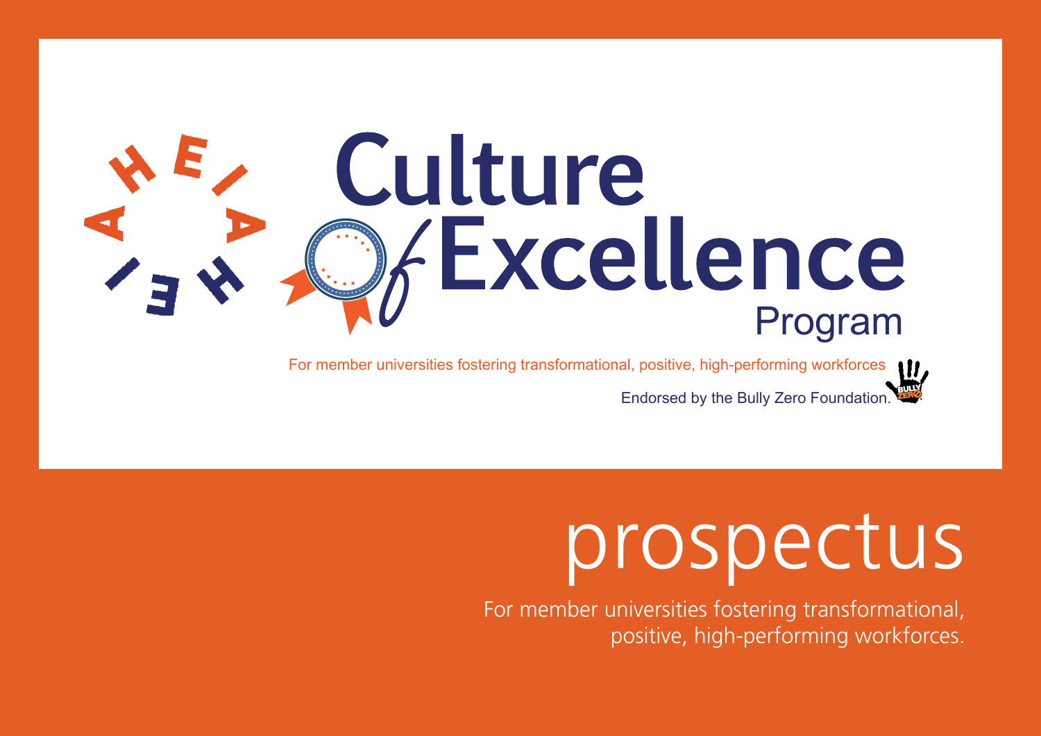# Culture of Excellence Program

For member universities fostering transformational, positive, high-performing workforces

Endorsed by the Bully Zero Foundation.

# prospectus

For member universities fostering transformational, positive, high-performing workforces.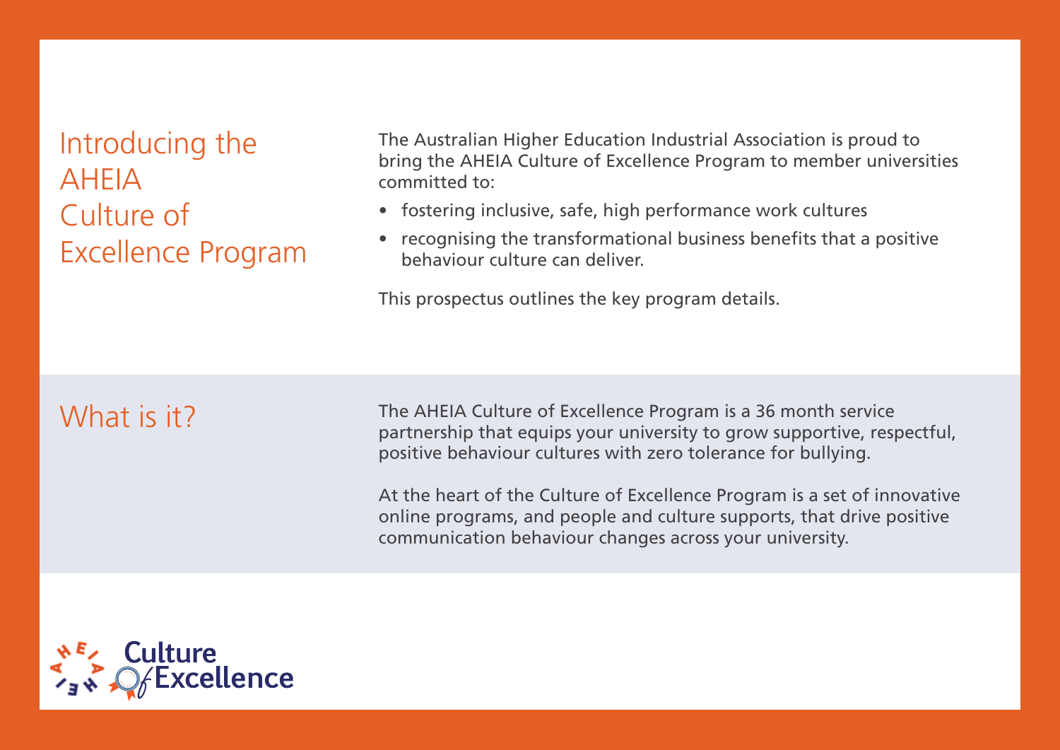## Introducing the AHEIA Culture of Excellence Program

The Australian Higher Education Industrial Association is proud to bring the AHEIA Culture of Excellence Program to member universities committed to:

- fostering inclusive, safe, high performance work cultures
- recognising the transformational business benefits that a positive behaviour culture can deliver.

This prospectus outlines the key program details.

## What is it?

The AHEIA Culture of Excellence Program is a 36 month service partnership that equips your university to grow supportive, respectful, positive behaviour cultures with zero tolerance for bullying.

At the heart of the Culture of Excellence Program is a set of innovative online programs, and people and culture supports, that drive positive communication behaviour changes across your university.

AHEIA Culture Of Excellence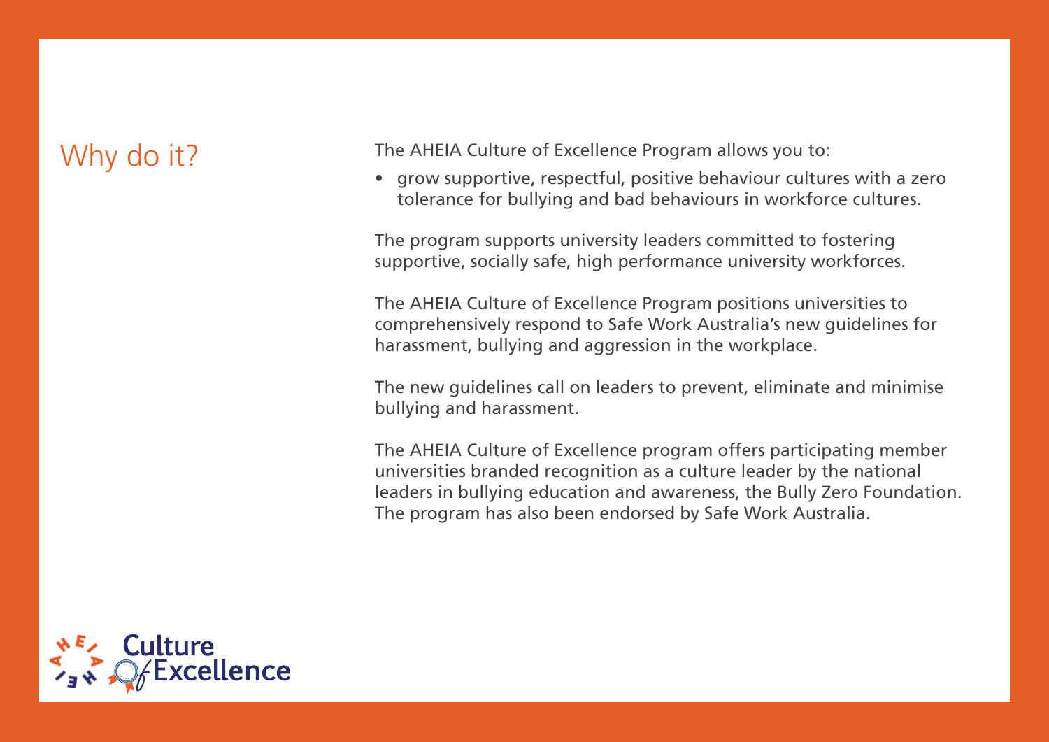## Why do it?

The AHEIA Culture of Excellence Program allows you to:

- grow supportive, respectful, positive behaviour cultures with a zero tolerance for bullying and bad behaviours in workforce cultures.

The program supports university leaders committed to fostering supportive, socially safe, high performance university workforces.

The AHEIA Culture of Excellence Program positions universities to comprehensively respond to Safe Work Australia's new guidelines for harassment, bullying and aggression in the workplace.

The new guidelines call on leaders to prevent, eliminate and minimise bullying and harassment.

The AHEIA Culture of Excellence program offers participating member universities branded recognition as a culture leader by the national leaders in bullying education and awareness, the Bully Zero Foundation. The program has also been endorsed by Safe Work Australia.

AHEIA Culture of Excellence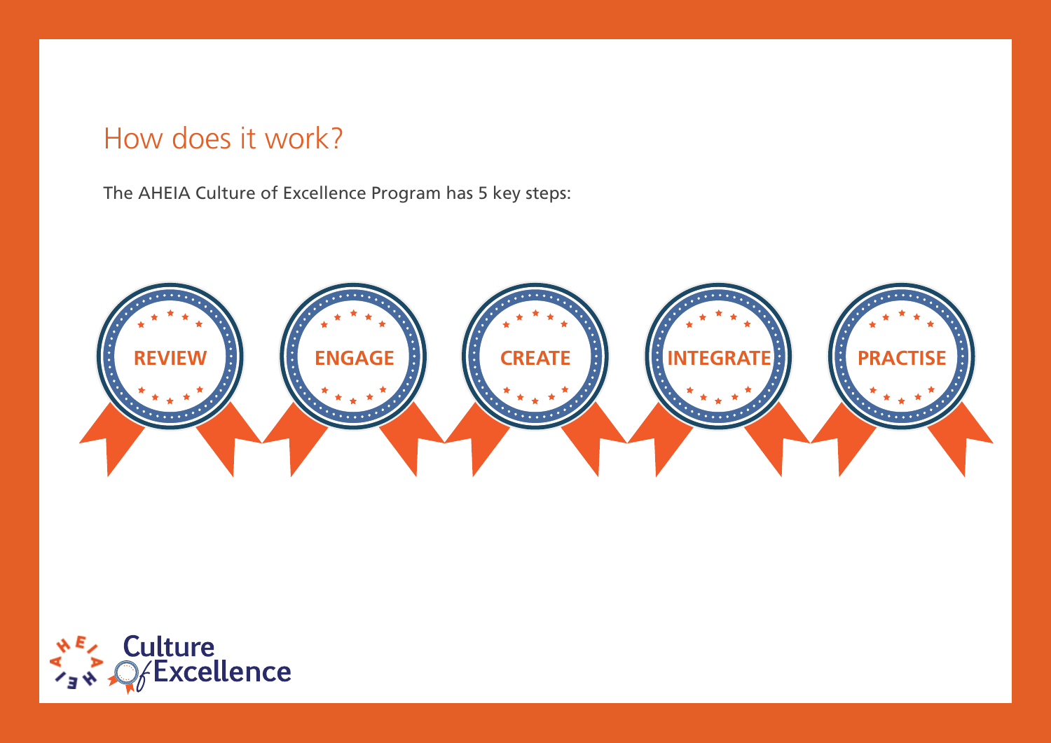## How does it work?

The AHEIA Culture of Excellence Program has 5 key steps:

1. **REVIEW**
2. **ENGAGE**
3. **CREATE**
4. **INTEGRATE**
5. **PRACTISE**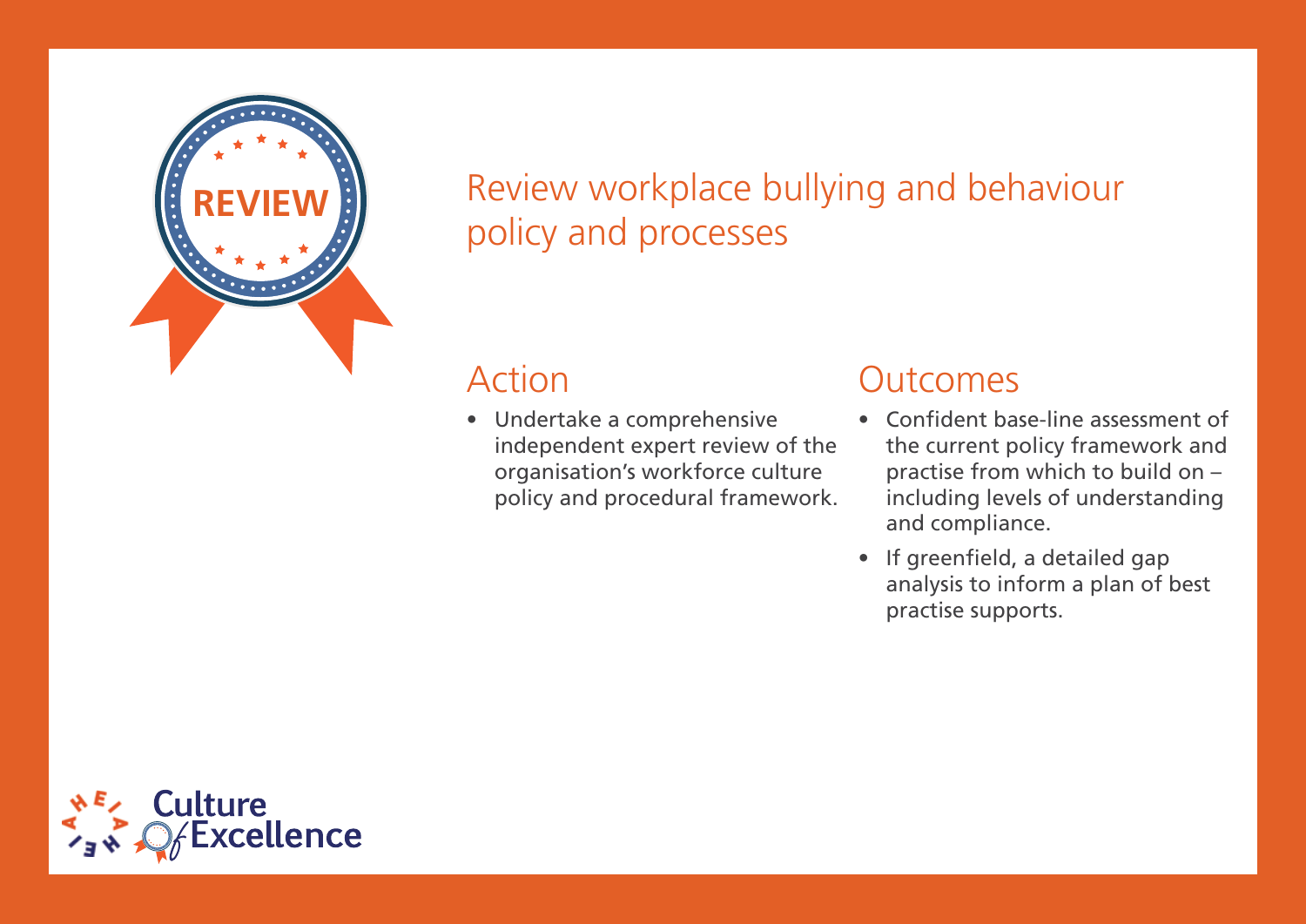# Review workplace bullying and behaviour policy and processes

## Action

- Undertake a comprehensive independent expert review of the organisation's workforce culture policy and procedural framework.

## Outcomes

- Confident base-line assessment of the current policy framework and practise from which to build on – including levels of understanding and compliance.
- If greenfield, a detailed gap analysis to inform a plan of best practise supports.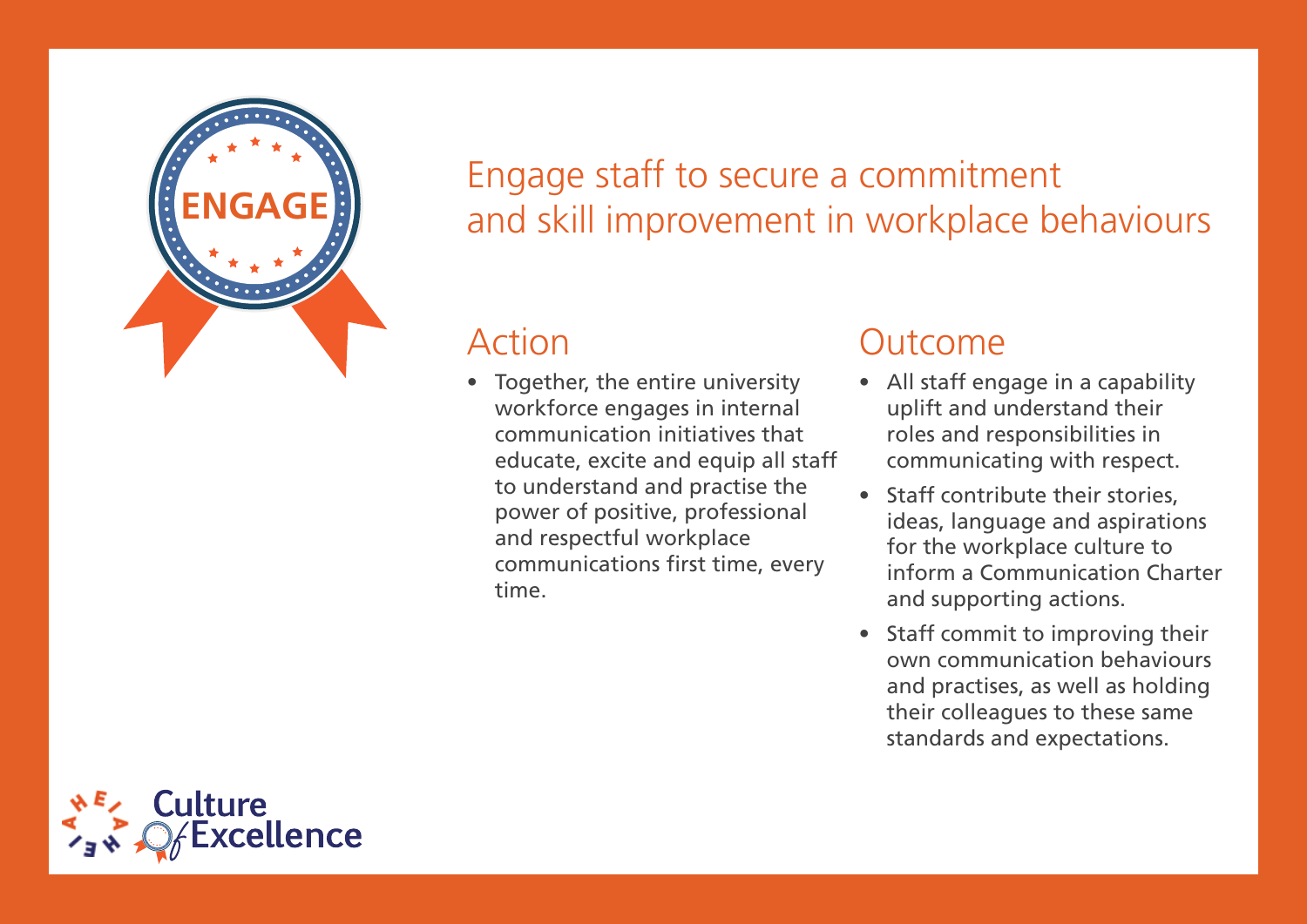ENGAGE

# Engage staff to secure a commitment and skill improvement in workplace behaviours

## Action

- Together, the entire university workforce engages in internal communication initiatives that educate, excite and equip all staff to understand and practise the power of positive, professional and respectful workplace communications first time, every time.

## Outcome

- All staff engage in a capability uplift and understand their roles and responsibilities in communicating with respect.
- Staff contribute their stories, ideas, language and aspirations for the workplace culture to inform a Communication Charter and supporting actions.
- Staff commit to improving their own communication behaviours and practises, as well as holding their colleagues to these same standards and expectations.

Culture Of Excellence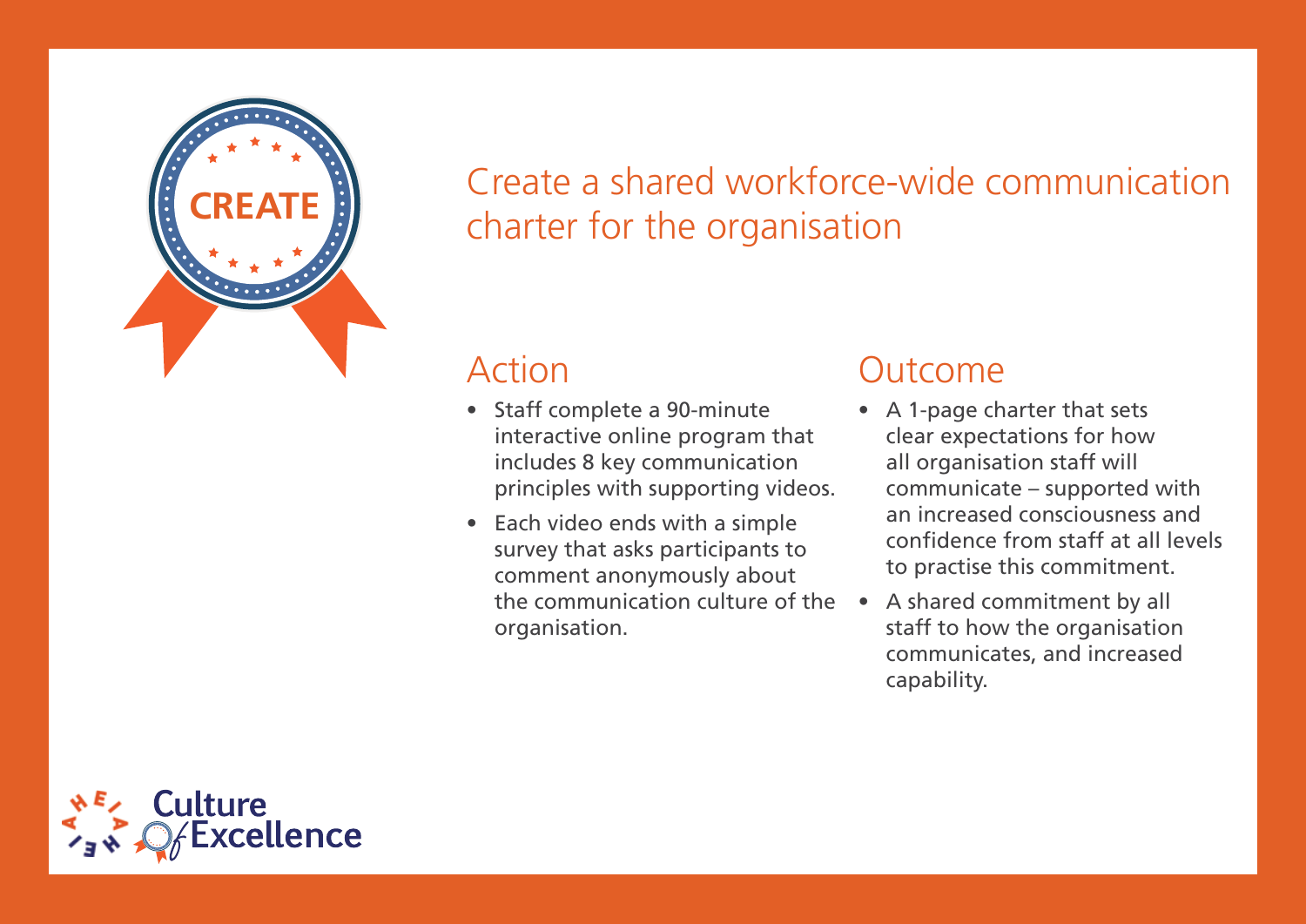CREATE

# Create a shared workforce-wide communication charter for the organisation

## Action

- Staff complete a 90-minute interactive online program that includes 8 key communication principles with supporting videos.
- Each video ends with a simple survey that asks participants to comment anonymously about the communication culture of the organisation.

## Outcome

- A 1-page charter that sets clear expectations for how all organisation staff will communicate – supported with an increased consciousness and confidence from staff at all levels to practise this commitment.
- A shared commitment by all staff to how the organisation communicates, and increased capability.

Culture of Excellence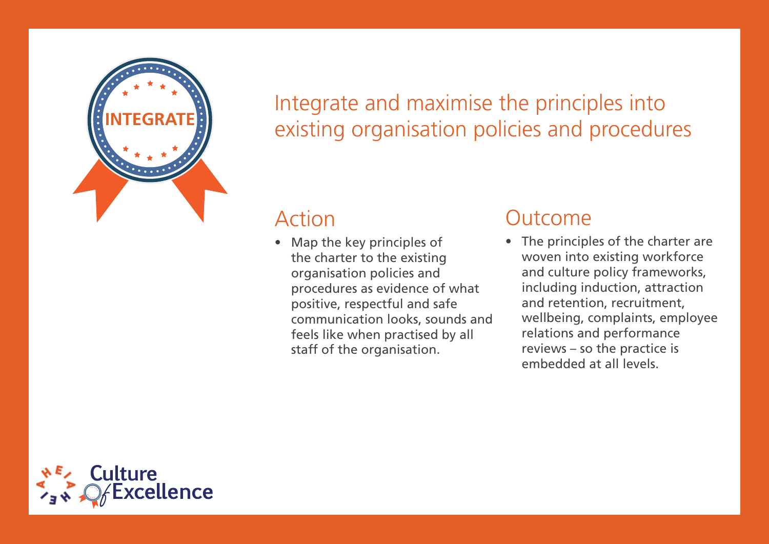INTEGRATE

# Integrate and maximise the principles into existing organisation policies and procedures

## Action

- Map the key principles of the charter to the existing organisation policies and procedures as evidence of what positive, respectful and safe communication looks, sounds and feels like when practised by all staff of the organisation.

## Outcome

- The principles of the charter are woven into existing workforce and culture policy frameworks, including induction, attraction and retention, recruitment, wellbeing, complaints, employee relations and performance reviews – so the practice is embedded at all levels.

Culture of Excellence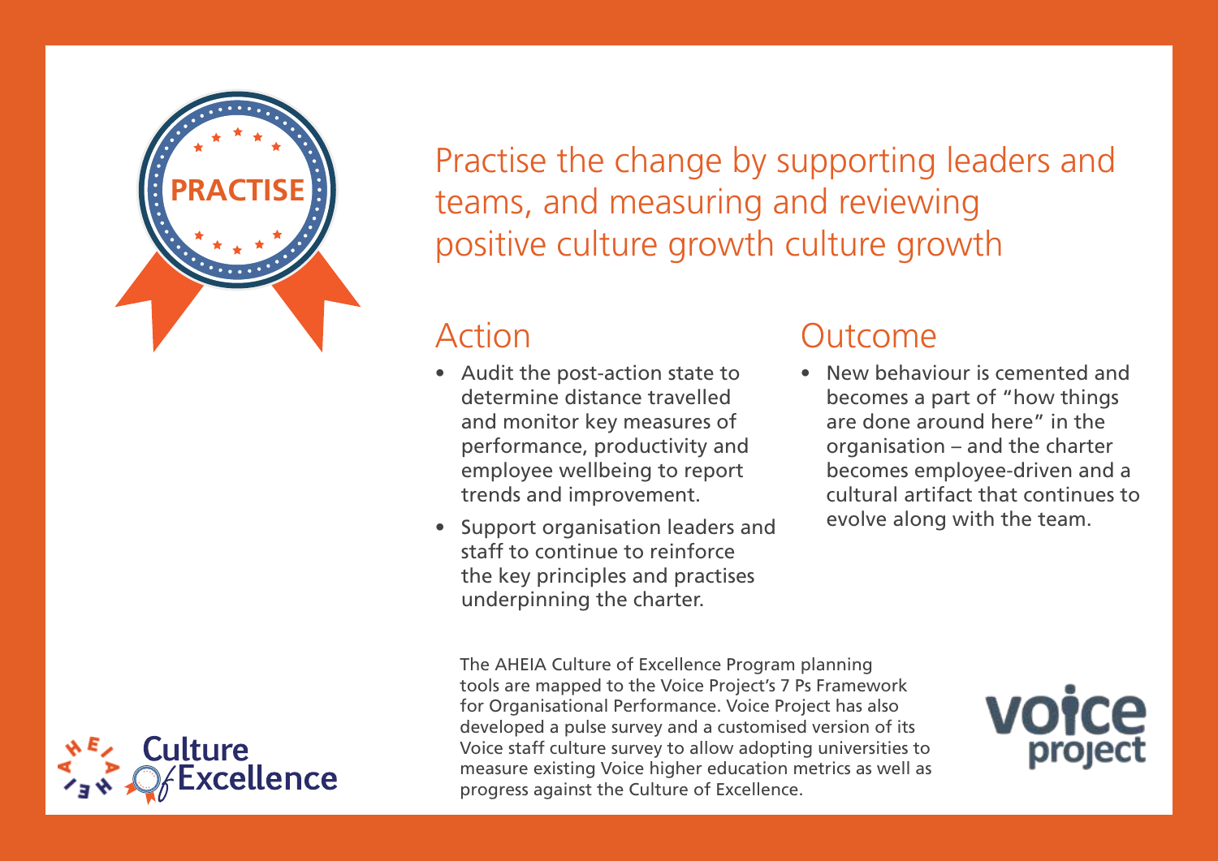PRACTISE

# Practise the change by supporting leaders and teams, and measuring and reviewing positive culture growth culture growth

## Action

- Audit the post-action state to determine distance travelled and monitor key measures of performance, productivity and employee wellbeing to report trends and improvement.
- Support organisation leaders and staff to continue to reinforce the key principles and practises underpinning the charter.

## Outcome

- New behaviour is cemented and becomes a part of "how things are done around here" in the organisation – and the charter becomes employee-driven and a cultural artifact that continues to evolve along with the team.

The AHEIA Culture of Excellence Program planning tools are mapped to the Voice Project's 7 Ps Framework for Organisational Performance. Voice Project has also developed a pulse survey and a customised version of its Voice staff culture survey to allow adopting universities to measure existing Voice higher education metrics as well as progress against the Culture of Excellence.

AHEIA Culture of Excellence

voice project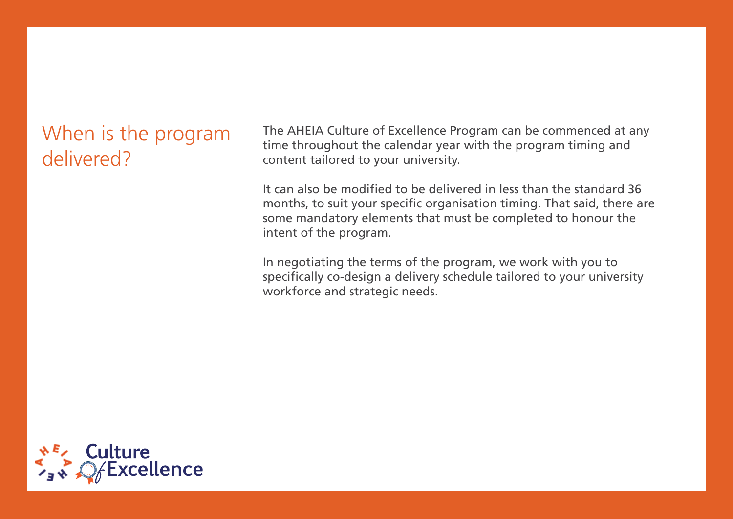## When is the program delivered?

The AHEIA Culture of Excellence Program can be commenced at any time throughout the calendar year with the program timing and content tailored to your university.

It can also be modified to be delivered in less than the standard 36 months, to suit your specific organisation timing. That said, there are some mandatory elements that must be completed to honour the intent of the program.

In negotiating the terms of the program, we work with you to specifically co-design a delivery schedule tailored to your university workforce and strategic needs.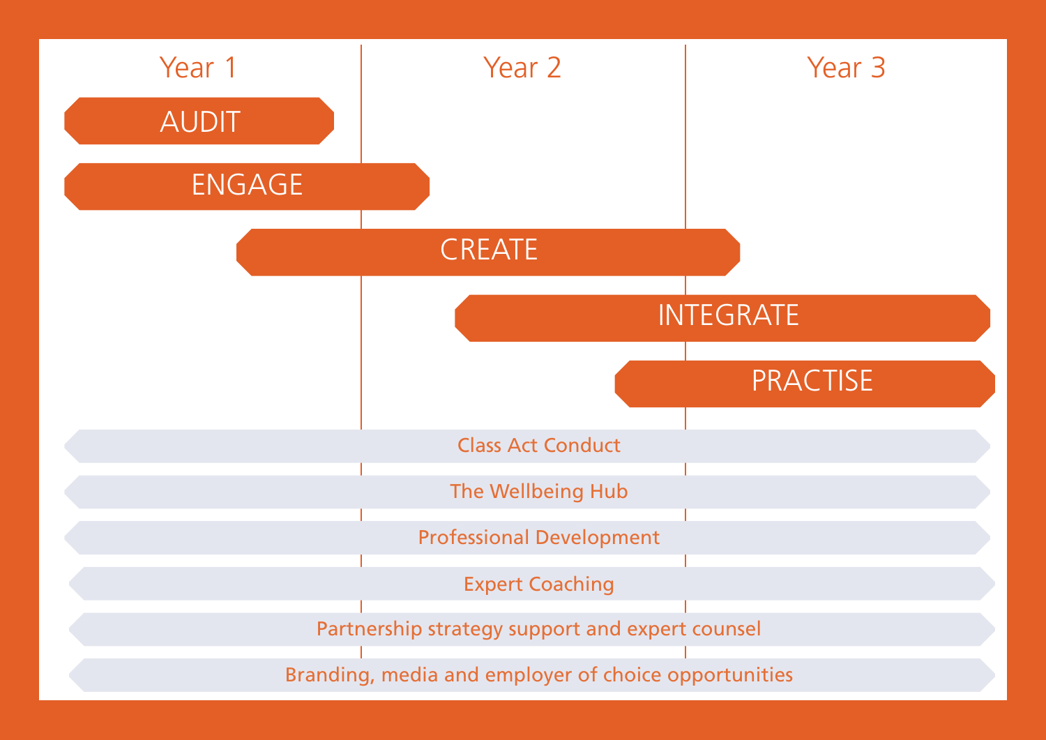| Year 1 | Year 2 | Year 3 |
|---|---|---|

AUDIT

ENGAGE

CREATE

INTEGRATE

PRACTISE

Class Act Conduct

The Wellbeing Hub

Professional Development

Expert Coaching

Partnership strategy support and expert counsel

Branding, media and employer of choice opportunities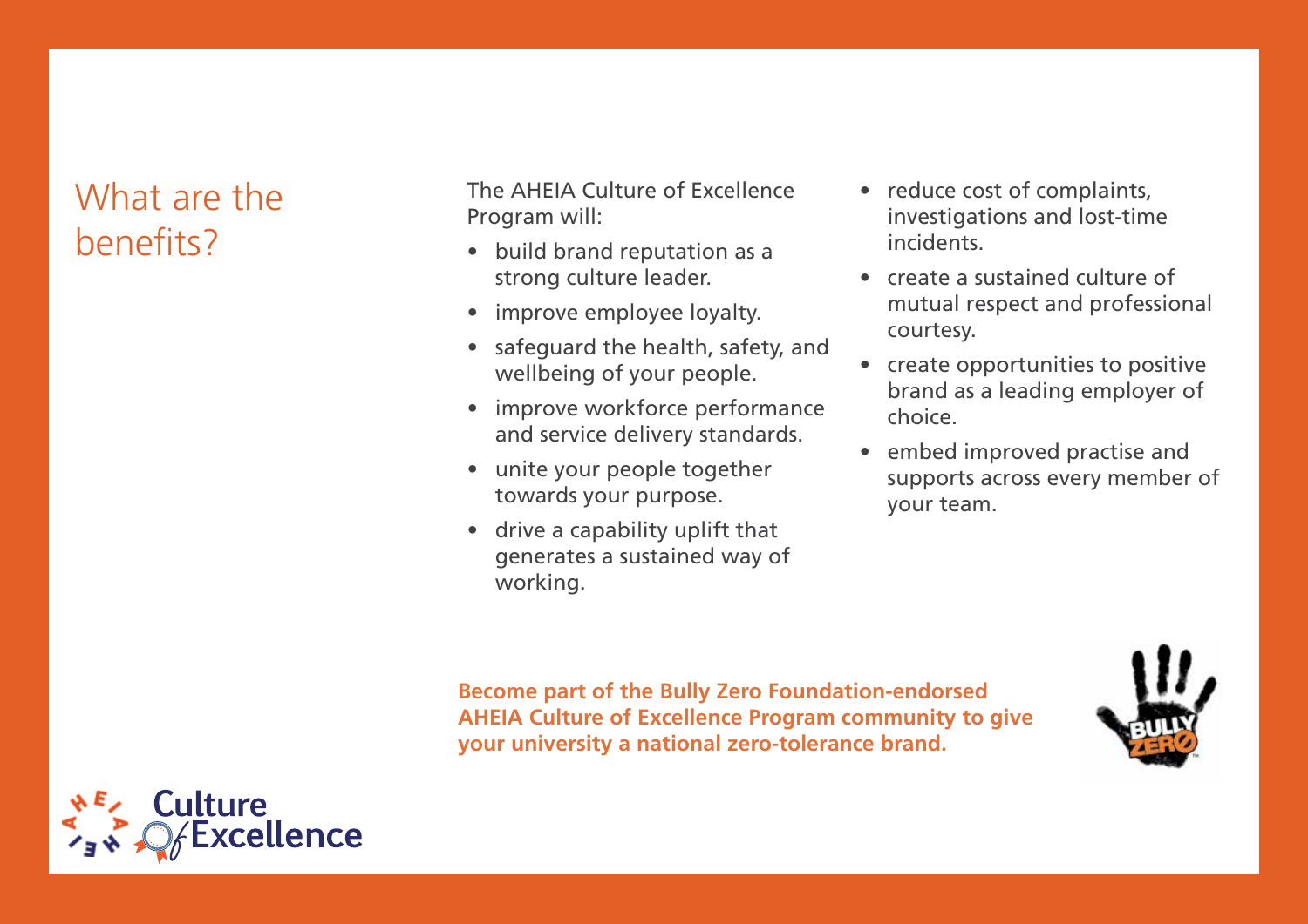## What are the benefits?

The AHEIA Culture of Excellence Program will:

- build brand reputation as a strong culture leader.
- improve employee loyalty.
- safeguard the health, safety, and wellbeing of your people.
- improve workforce performance and service delivery standards.
- unite your people together towards your purpose.
- drive a capability uplift that generates a sustained way of working.
- reduce cost of complaints, investigations and lost-time incidents.
- create a sustained culture of mutual respect and professional courtesy.
- create opportunities to positive brand as a leading employer of choice.
- embed improved practise and supports across every member of your team.

**Become part of the Bully Zero Foundation-endorsed AHEIA Culture of Excellence Program community to give your university a national zero-tolerance brand.**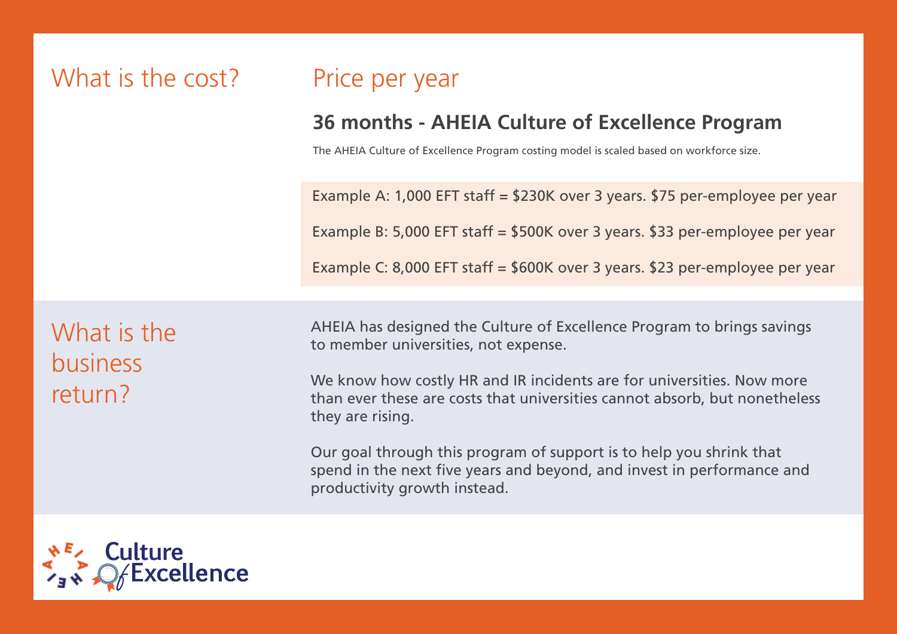## What is the cost?

## Price per year

### 36 months - AHEIA Culture of Excellence Program

The AHEIA Culture of Excellence Program costing model is scaled based on workforce size.

Example A: 1,000 EFT staff = $230K over 3 years. $75 per-employee per year

Example B: 5,000 EFT staff = $500K over 3 years. $33 per-employee per year

Example C: 8,000 EFT staff = $600K over 3 years. $23 per-employee per year

## What is the business return?

AHEIA has designed the Culture of Excellence Program to brings savings to member universities, not expense.

We know how costly HR and IR incidents are for universities. Now more than ever these are costs that universities cannot absorb, but nonetheless they are rising.

Our goal through this program of support is to help you shrink that spend in the next five years and beyond, and invest in performance and productivity growth instead.

AHEIA Culture of Excellence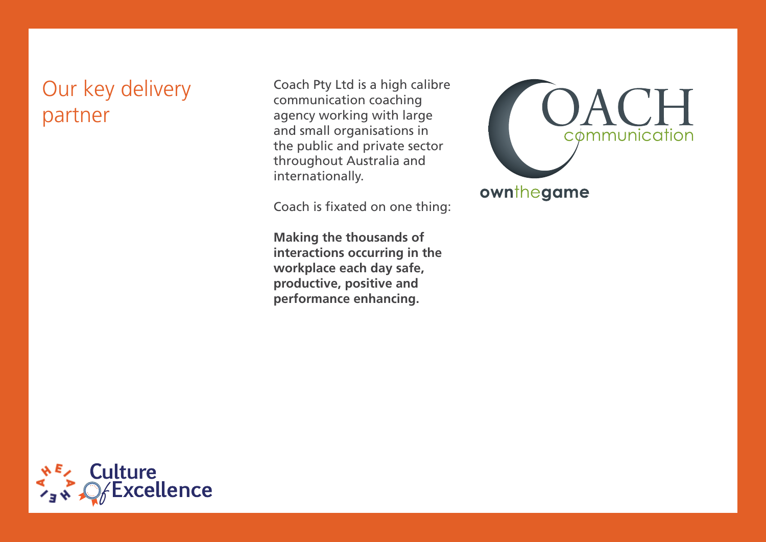## Our key delivery partner

Coach Pty Ltd is a high calibre communication coaching agency working with large and small organisations in the public and private sector throughout Australia and internationally.

Coach is fixated on one thing:

**Making the thousands of interactions occurring in the workplace each day safe, productive, positive and performance enhancing.**

COACH communication

ownthegame

Culture Of Excellence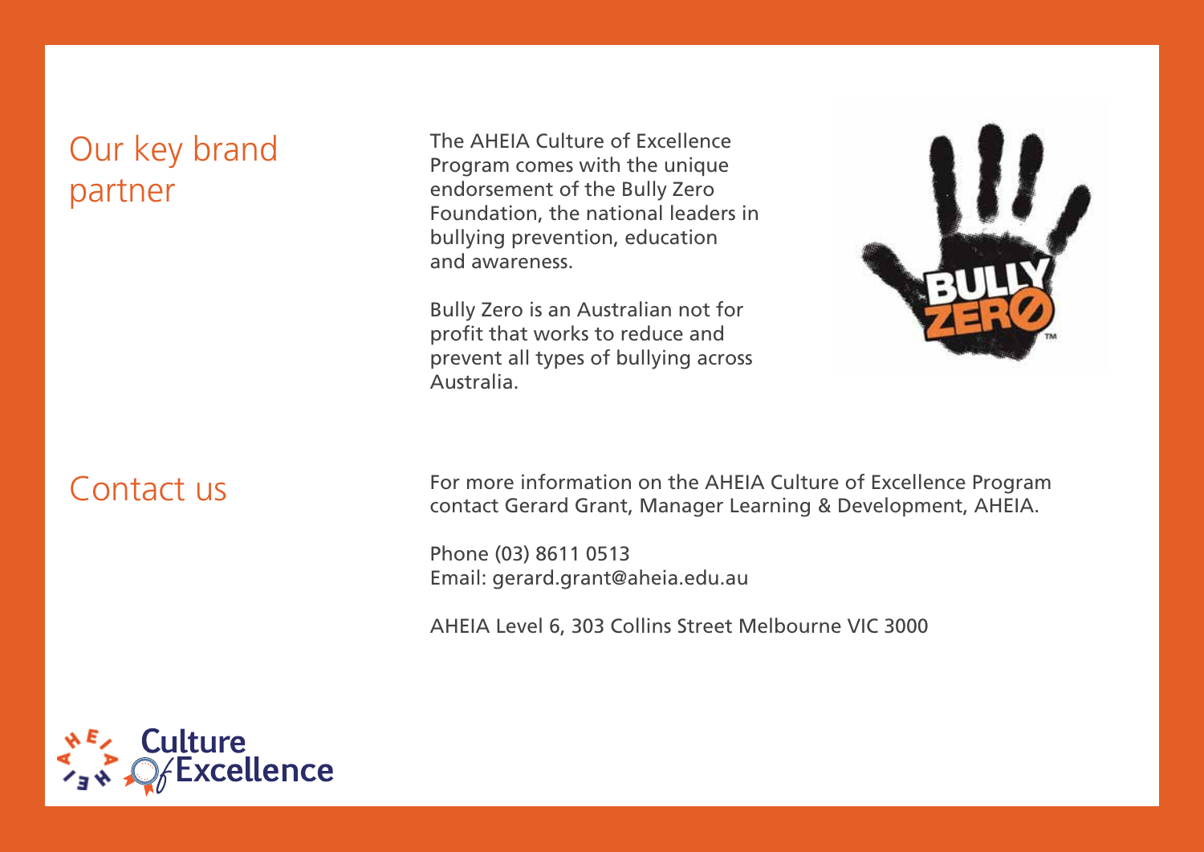## Our key brand partner

The AHEIA Culture of Excellence Program comes with the unique endorsement of the Bully Zero Foundation, the national leaders in bullying prevention, education and awareness.

Bully Zero is an Australian not for profit that works to reduce and prevent all types of bullying across Australia.

## Contact us

For more information on the AHEIA Culture of Excellence Program contact Gerard Grant, Manager Learning & Development, AHEIA.

Phone (03) 8611 0513
Email: gerard.grant@aheia.edu.au

AHEIA Level 6, 303 Collins Street Melbourne VIC 3000